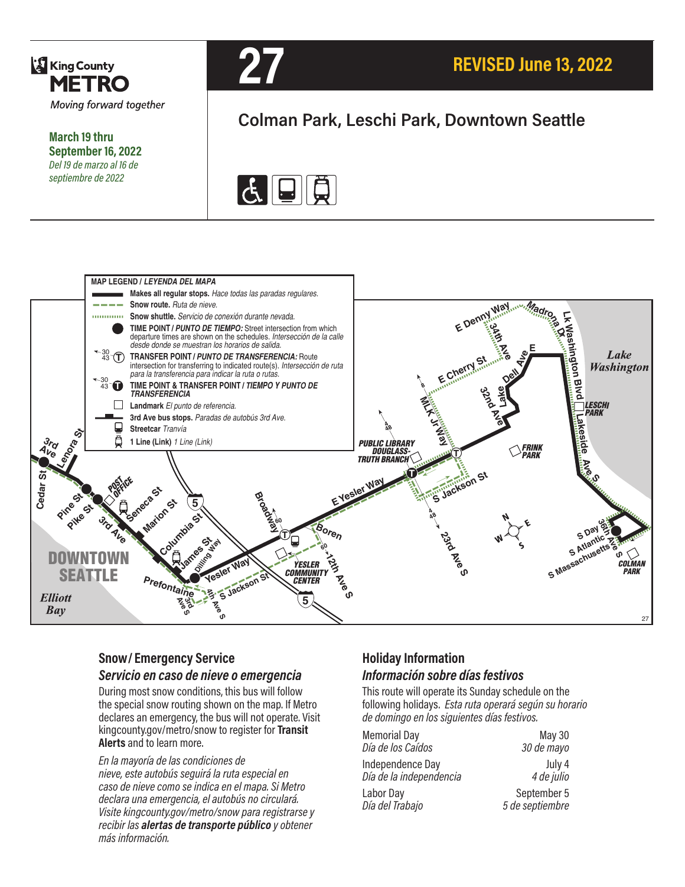King County METRO

*Moving forward together*

**March 19 thru September 16, 2022**
*Del 19 de marzo al 16 de septiembre de 2022*

# 27

**REVISED June 13, 2022**

## Colman Park, Leschi Park, Downtown Seattle

**MAP LEGEND / *LEYENDA DEL MAPA***

- **Makes all regular stops.** *Hace todas las paradas regulares.*
- **Snow route.** *Ruta de nieve.*
- **Snow shuttle.** *Servicio de conexión durante nevada.*
- **TIME POINT / *PUNTO DE TIEMPO:*** Street intersection from which departure times are shown on the schedules. *Intersección de la calle desde donde se muestran los horarios de salida.*
- **TRANSFER POINT / *PUNTO DE TRANSFERENCIA:*** Route intersection for transferring to indicated route(s). *Intersección de ruta para la transferencia para indicar la ruta o rutas.*
- **TIME POINT & TRANSFER POINT / *TIEMPO Y PUNTO DE TRANSFERENCIA***
- **Landmark** *El punto de referencia.*
- **3rd Ave bus stops.** *Paradas de autobús 3rd Ave.*
- **Streetcar** *Tranvía*
- **1 Line (Link)** *1 Line (Link)*

### Snow / Emergency Service
### *Servicio en caso de nieve o emergencia*

During most snow conditions, this bus will follow the special snow routing shown on the map. If Metro declares an emergency, the bus will not operate. Visit kingcounty.gov/metro/snow to register for **Transit Alerts** and to learn more.

*En la mayoría de las condiciones de nieve, este autobús seguirá la ruta especial en caso de nieve como se indica en el mapa. Si Metro declara una emergencia, el autobús no circulará. Visite kingcounty.gov/metro/snow para registrarse y recibir las **alertas de transporte público** y obtener más información.*

### Holiday Information
### *Información sobre días festivos*

This route will operate its Sunday schedule on the following holidays. *Esta ruta operará según su horario de domingo en los siguientes días festivos.*

| | |
|---|---|
| Memorial Day<br>*Día de los Caídos* | May 30<br>*30 de mayo* |
| Independence Day<br>*Día de la independencia* | July 4<br>*4 de julio* |
| Labor Day<br>*Día del Trabajo* | September 5<br>*5 de septiembre* |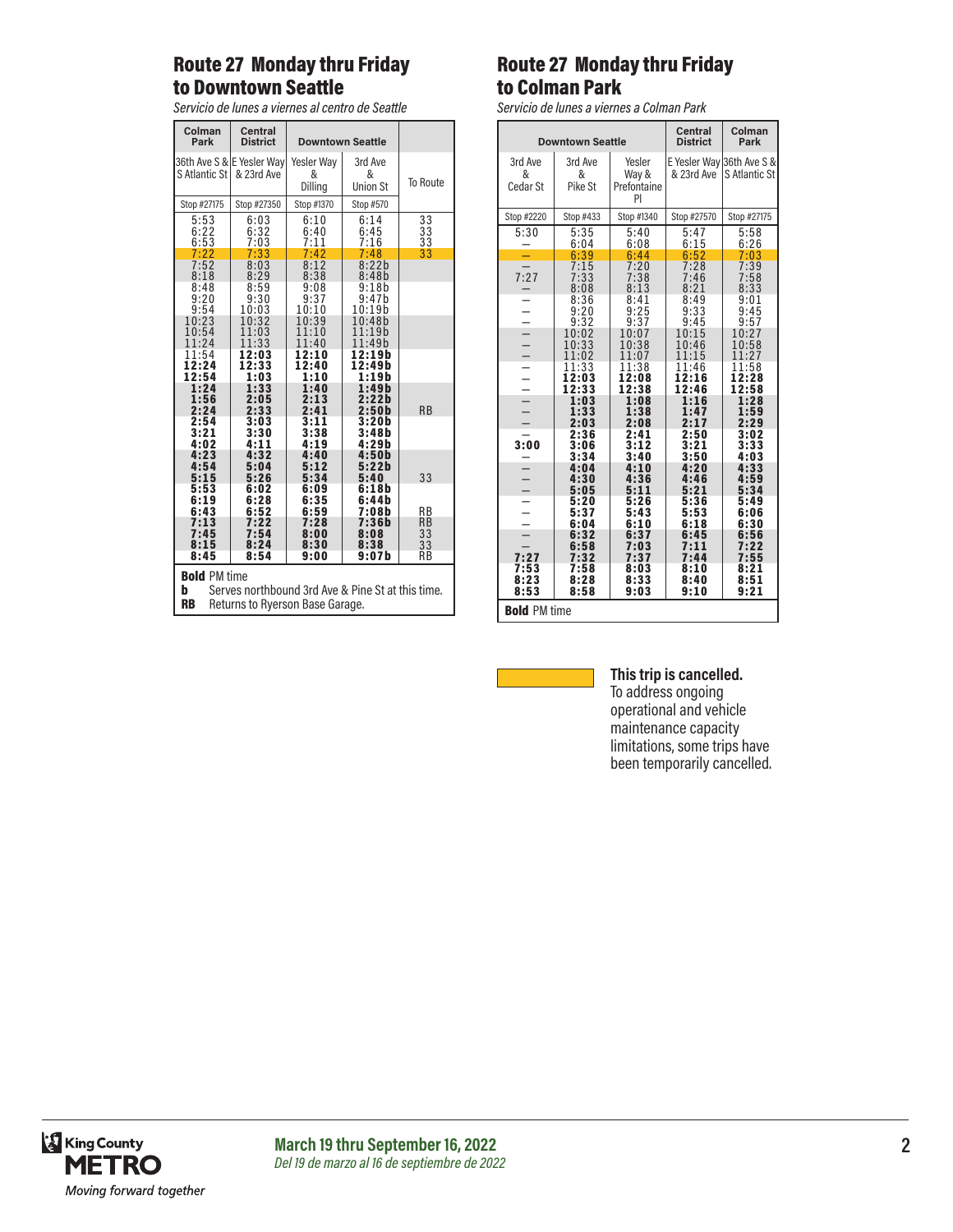## Route 27 Monday thru Friday to Downtown Seattle

*Servicio de lunes a viernes al centro de Seattle*

| Colman Park | Central District | Downtown Seattle | | |
|---|---|---|---|---|
| 36th Ave S & S Atlantic St | E Yesler Way & 23rd Ave | Yesler Way & Dilling | 3rd Ave & Union St | To Route |
| Stop #27175 | Stop #27350 | Stop #1370 | Stop #570 | |
| 5:53 | 6:03 | 6:10 | 6:14 | 33 |
| 6:22 | 6:32 | 6:40 | 6:45 | 33 |
| 6:53 | 7:03 | 7:11 | 7:16 | 33 |
| 7:22 | 7:33 | 7:42 | 7:48 | 33 |
| 7:52 | 8:03 | 8:12 | 8:22b | |
| 8:18 | 8:29 | 8:38 | 8:48b | |
| 8:48 | 8:59 | 9:08 | 9:18b | |
| 9:20 | 9:30 | 9:37 | 9:47b | |
| 9:54 | 10:03 | 10:10 | 10:19b | |
| 10:23 | 10:32 | 10:39 | 10:48b | |
| 10:54 | 11:03 | 11:10 | 11:19b | |
| 11:24 | 11:33 | 11:40 | 11:49b | |
| 11:54 | **12:03** | **12:10** | **12:19b** | |
| **12:24** | **12:33** | **12:40** | **12:49b** | |
| **12:54** | **1:03** | **1:10** | **1:19b** | |
| **1:24** | **1:33** | **1:40** | **1:49b** | |
| **1:56** | **2:05** | **2:13** | **2:22b** | |
| **2:24** | **2:33** | **2:41** | **2:50b** | RB |
| **2:54** | **3:03** | **3:11** | **3:20b** | |
| **3:21** | **3:30** | **3:38** | **3:48b** | |
| **4:02** | **4:11** | **4:19** | **4:29b** | |
| **4:23** | **4:32** | **4:40** | **4:50b** | |
| **4:54** | **5:04** | **5:12** | **5:22b** | |
| **5:15** | **5:26** | **5:34** | **5:40** | 33 |
| **5:53** | **6:02** | **6:09** | **6:18b** | |
| **6:19** | **6:28** | **6:35** | **6:44b** | |
| **6:43** | **6:52** | **6:59** | **7:08b** | RB |
| **7:13** | **7:22** | **7:28** | **7:36b** | RB |
| **7:45** | **7:54** | **8:00** | **8:08** | 33 |
| **8:15** | **8:24** | **8:30** | **8:38** | 33 |
| **8:45** | **8:54** | **9:00** | **9:07b** | RB |

**Bold** PM time
**b** Serves northbound 3rd Ave & Pine St at this time.
**RB** Returns to Ryerson Base Garage.

## Route 27 Monday thru Friday to Colman Park

*Servicio de lunes a viernes a Colman Park*

| Downtown Seattle | | | Central District | Colman Park |
|---|---|---|---|---|
| 3rd Ave & Cedar St | 3rd Ave & Pike St | Yesler Way & Prefontaine Pl | E Yesler Way & 23rd Ave | 36th Ave S & S Atlantic St |
| Stop #2220 | Stop #433 | Stop #1340 | Stop #27570 | Stop #27175 |
| 5:30 | 5:35 | 5:40 | 5:47 | 5:58 |
| — | 6:04 | 6:08 | 6:15 | 6:26 |
| — | 6:39 | 6:44 | 6:52 | 7:03 |
| — | 7:15 | 7:20 | 7:28 | 7:39 |
| 7:27 | 7:33 | 7:38 | 7:46 | 7:58 |
| — | 8:08 | 8:13 | 8:21 | 8:33 |
| — | 8:36 | 8:41 | 8:49 | 9:01 |
| — | 9:20 | 9:25 | 9:33 | 9:45 |
| — | 9:32 | 9:37 | 9:45 | 9:57 |
| — | 10:02 | 10:07 | 10:15 | 10:27 |
| — | 10:33 | 10:38 | 10:46 | 10:58 |
| — | 11:02 | 11:07 | 11:15 | 11:27 |
| — | 11:33 | 11:38 | 11:46 | 11:58 |
| — | **12:03** | **12:08** | **12:16** | **12:28** |
| — | **12:33** | **12:38** | **12:46** | **12:58** |
| — | **1:03** | **1:08** | **1:16** | **1:28** |
| — | **1:33** | **1:38** | **1:47** | **1:59** |
| — | **2:03** | **2:08** | **2:17** | **2:29** |
| — | **2:36** | **2:41** | **2:50** | **3:02** |
| **3:00** | **3:06** | **3:12** | **3:21** | **3:33** |
| — | **3:34** | **3:40** | **3:50** | **4:03** |
| — | **4:04** | **4:10** | **4:20** | **4:33** |
| — | **4:30** | **4:36** | **4:46** | **4:59** |
| — | **5:05** | **5:11** | **5:21** | **5:34** |
| — | **5:20** | **5:26** | **5:36** | **5:49** |
| — | **5:37** | **5:43** | **5:53** | **6:06** |
| — | **6:04** | **6:10** | **6:18** | **6:30** |
| — | **6:32** | **6:37** | **6:45** | **6:56** |
| — | **6:58** | **7:03** | **7:11** | **7:22** |
| **7:27** | **7:32** | **7:37** | **7:44** | **7:55** |
| **7:53** | **7:58** | **8:03** | **8:10** | **8:21** |
| **8:23** | **8:28** | **8:33** | **8:40** | **8:51** |
| **8:53** | **8:58** | **9:03** | **9:10** | **9:21** |

**Bold** PM time

**This trip is cancelled.** To address ongoing operational and vehicle maintenance capacity limitations, some trips have been temporarily cancelled.

**March 19 thru September 16, 2022**
*Del 19 de marzo al 16 de septiembre de 2022*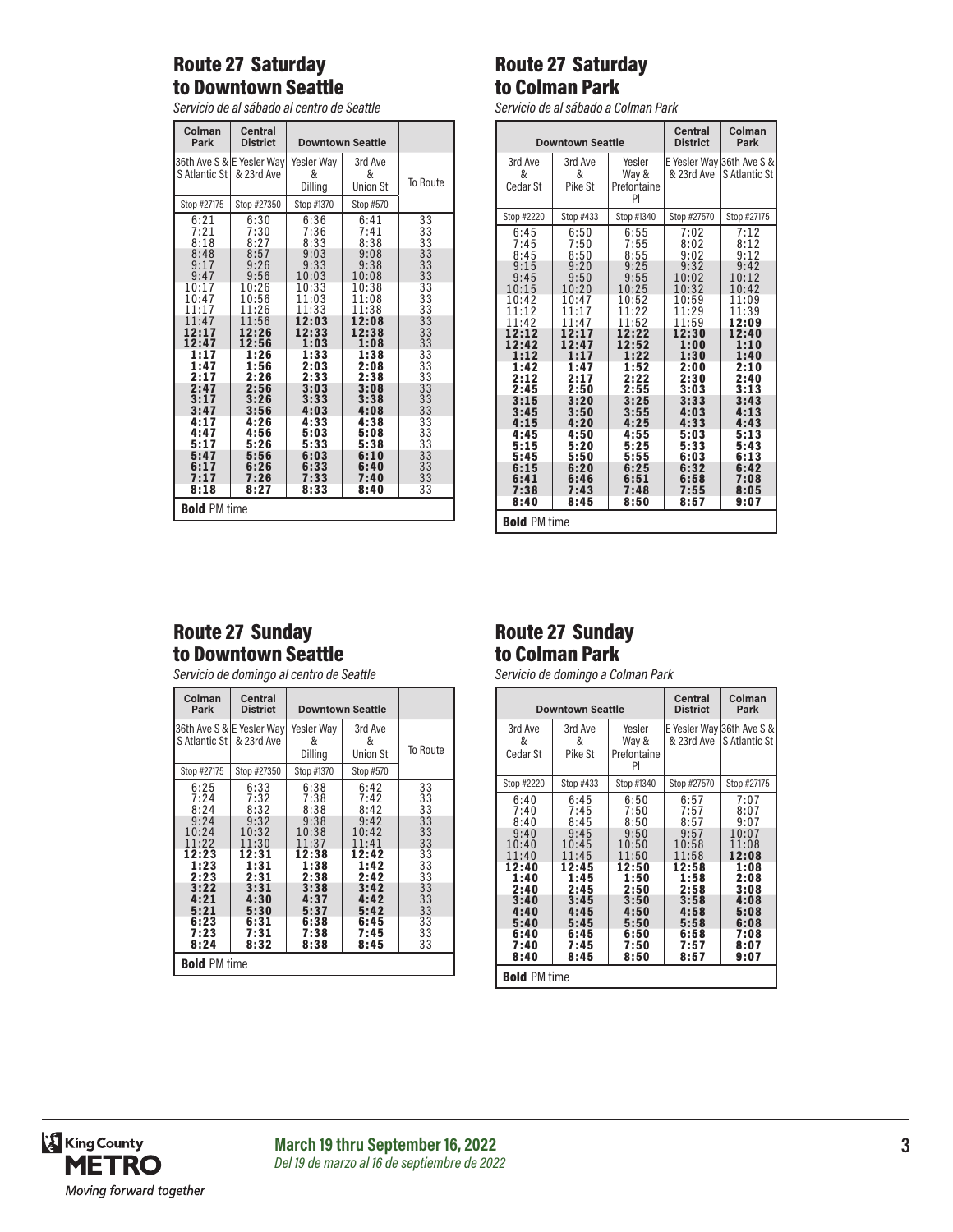## Route 27 Saturday to Downtown Seattle

*Servicio de al sábado al centro de Seattle*

| Colman Park | Central District | Downtown Seattle | | |
|---|---|---|---|---|
| 36th Ave S & S Atlantic St | E Yesler Way & 23rd Ave | Yesler Way & Dilling | 3rd Ave & Union St | To Route |
| Stop #27175 | Stop #27350 | Stop #1370 | Stop #570 | |
| 6:21 | 6:30 | 6:36 | 6:41 | 33 |
| 7:21 | 7:30 | 7:36 | 7:41 | 33 |
| 8:18 | 8:27 | 8:33 | 8:38 | 33 |
| 8:48 | 8:57 | 9:03 | 9:08 | 33 |
| 9:17 | 9:26 | 9:33 | 9:38 | 33 |
| 9:47 | 9:56 | 10:03 | 10:08 | 33 |
| 10:17 | 10:26 | 10:33 | 10:38 | 33 |
| 10:47 | 10:56 | 11:03 | 11:08 | 33 |
| 11:17 | 11:26 | 11:33 | 11:38 | 33 |
| 11:47 | 11:56 | **12:03** | **12:08** | 33 |
| **12:17** | **12:26** | **12:33** | **12:38** | 33 |
| **12:47** | **12:56** | **1:03** | **1:08** | 33 |
| **1:17** | **1:26** | **1:33** | **1:38** | 33 |
| **1:47** | **1:56** | **2:03** | **2:08** | 33 |
| **2:17** | **2:26** | **2:33** | **2:38** | 33 |
| **2:47** | **2:56** | **3:03** | **3:08** | 33 |
| **3:17** | **3:26** | **3:33** | **3:38** | 33 |
| **3:47** | **3:56** | **4:03** | **4:08** | 33 |
| **4:17** | **4:26** | **4:33** | **4:38** | 33 |
| **4:47** | **4:56** | **5:03** | **5:08** | 33 |
| **5:17** | **5:26** | **5:33** | **5:38** | 33 |
| **5:47** | **5:56** | **6:03** | **6:10** | 33 |
| **6:17** | **6:26** | **6:33** | **6:40** | 33 |
| **7:17** | **7:26** | **7:33** | **7:40** | 33 |
| **8:18** | **8:27** | **8:33** | **8:40** | 33 |

**Bold** PM time

## Route 27 Saturday to Colman Park

*Servicio de al sábado a Colman Park*

| Downtown Seattle | | | Central District | Colman Park |
|---|---|---|---|---|
| 3rd Ave & Cedar St | 3rd Ave & Pike St | Yesler Way & Prefontaine Pl | E Yesler Way & 23rd Ave | 36th Ave S & S Atlantic St |
| Stop #2220 | Stop #433 | Stop #1340 | Stop #27570 | Stop #27175 |
| 6:45 | 6:50 | 6:55 | 7:02 | 7:12 |
| 7:45 | 7:50 | 7:55 | 8:02 | 8:12 |
| 8:45 | 8:50 | 8:55 | 9:02 | 9:12 |
| 9:15 | 9:20 | 9:25 | 9:32 | 9:42 |
| 9:45 | 9:50 | 9:55 | 10:02 | 10:12 |
| 10:15 | 10:20 | 10:25 | 10:32 | 10:42 |
| 10:42 | 10:47 | 10:52 | 10:59 | 11:09 |
| 11:12 | 11:17 | 11:22 | 11:29 | 11:39 |
| 11:42 | 11:47 | 11:52 | 11:59 | **12:09** |
| **12:12** | **12:17** | **12:22** | **12:30** | **12:40** |
| **12:42** | **12:47** | **12:52** | **1:00** | **1:10** |
| **1:12** | **1:17** | **1:22** | **1:30** | **1:40** |
| **1:42** | **1:47** | **1:52** | **2:00** | **2:10** |
| **2:12** | **2:17** | **2:22** | **2:30** | **2:40** |
| **2:45** | **2:50** | **2:55** | **3:03** | **3:13** |
| **3:15** | **3:20** | **3:25** | **3:33** | **3:43** |
| **3:45** | **3:50** | **3:55** | **4:03** | **4:13** |
| **4:15** | **4:20** | **4:25** | **4:33** | **4:43** |
| **4:45** | **4:50** | **4:55** | **5:03** | **5:13** |
| **5:15** | **5:20** | **5:25** | **5:33** | **5:43** |
| **5:45** | **5:50** | **5:55** | **6:03** | **6:13** |
| **6:15** | **6:20** | **6:25** | **6:32** | **6:42** |
| **6:41** | **6:46** | **6:51** | **6:58** | **7:08** |
| **7:38** | **7:43** | **7:48** | **7:55** | **8:05** |
| **8:40** | **8:45** | **8:50** | **8:57** | **9:07** |

**Bold** PM time

## Route 27 Sunday to Downtown Seattle

*Servicio de domingo al centro de Seattle*

| Colman Park | Central District | Downtown Seattle | | |
|---|---|---|---|---|
| 36th Ave S & S Atlantic St | E Yesler Way & 23rd Ave | Yesler Way & Dilling | 3rd Ave & Union St | To Route |
| Stop #27175 | Stop #27350 | Stop #1370 | Stop #570 | |
| 6:25 | 6:33 | 6:38 | 6:42 | 33 |
| 7:24 | 7:32 | 7:38 | 7:42 | 33 |
| 8:24 | 8:32 | 8:38 | 8:42 | 33 |
| 9:24 | 9:32 | 9:38 | 9:42 | 33 |
| 10:24 | 10:32 | 10:38 | 10:42 | 33 |
| 11:22 | 11:30 | 11:37 | 11:41 | 33 |
| **12:23** | **12:31** | **12:38** | **12:42** | 33 |
| **1:23** | **1:31** | **1:38** | **1:42** | 33 |
| **2:23** | **2:31** | **2:38** | **2:42** | 33 |
| **3:22** | **3:31** | **3:38** | **3:42** | 33 |
| **4:21** | **4:30** | **4:37** | **4:42** | 33 |
| **5:21** | **5:30** | **5:37** | **5:42** | 33 |
| **6:23** | **6:31** | **6:38** | **6:45** | 33 |
| **7:23** | **7:31** | **7:38** | **7:45** | 33 |
| **8:24** | **8:32** | **8:38** | **8:45** | 33 |

**Bold** PM time

## Route 27 Sunday to Colman Park

*Servicio de domingo a Colman Park*

| Downtown Seattle | | | Central District | Colman Park |
|---|---|---|---|---|
| 3rd Ave & Cedar St | 3rd Ave & Pike St | Yesler Way & Prefontaine Pl | E Yesler Way & 23rd Ave | 36th Ave S & S Atlantic St |
| Stop #2220 | Stop #433 | Stop #1340 | Stop #27570 | Stop #27175 |
| 6:40 | 6:45 | 6:50 | 6:57 | 7:07 |
| 7:40 | 7:45 | 7:50 | 7:57 | 8:07 |
| 8:40 | 8:45 | 8:50 | 8:57 | 9:07 |
| 9:40 | 9:45 | 9:50 | 9:57 | 10:07 |
| 10:40 | 10:45 | 10:50 | 10:58 | 11:08 |
| 11:40 | 11:45 | 11:50 | 11:58 | **12:08** |
| **12:40** | **12:45** | **12:50** | **12:58** | **1:08** |
| **1:40** | **1:45** | **1:50** | **1:58** | **2:08** |
| **2:40** | **2:45** | **2:50** | **2:58** | **3:08** |
| **3:40** | **3:45** | **3:50** | **3:58** | **4:08** |
| **4:40** | **4:45** | **4:50** | **4:58** | **5:08** |
| **5:40** | **5:45** | **5:50** | **5:58** | **6:08** |
| **6:40** | **6:45** | **6:50** | **6:58** | **7:08** |
| **7:40** | **7:45** | **7:50** | **7:57** | **8:07** |
| **8:40** | **8:45** | **8:50** | **8:57** | **9:07** |

**Bold** PM time

King County METRO
*Moving forward together*

**March 19 thru September 16, 2022**
*Del 19 de marzo al 16 de septiembre de 2022*